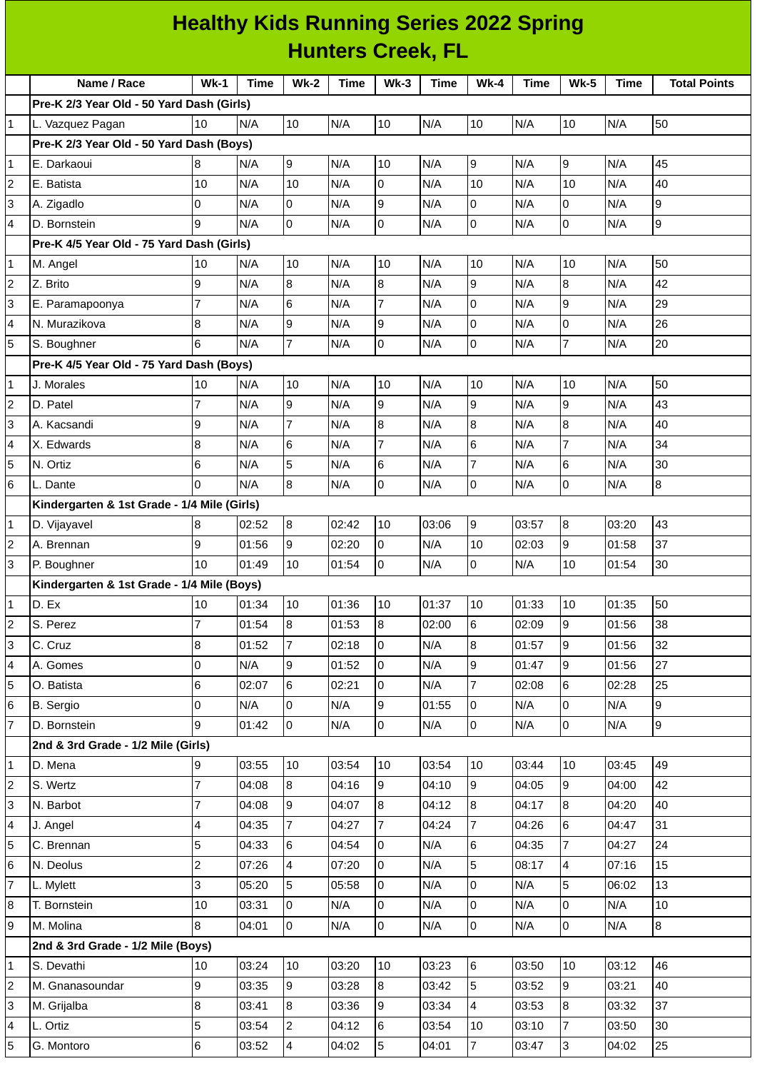# Healthy Kids Running Series 2022 Spring
## Hunters Creek, FL

| | Name / Race | Wk-1 | Time | Wk-2 | Time | Wk-3 | Time | Wk-4 | Time | Wk-5 | Time | Total Points |
|---|---|---|---|---|---|---|---|---|---|---|---|---|
| | **Pre-K 2/3 Year Old - 50 Yard Dash (Girls)** | | | | | | | | | | | |
| 1 | L. Vazquez Pagan | 10 | N/A | 10 | N/A | 10 | N/A | 10 | N/A | 10 | N/A | 50 |
| | **Pre-K 2/3 Year Old - 50 Yard Dash (Boys)** | | | | | | | | | | | |
| 1 | E. Darkaoui | 8 | N/A | 9 | N/A | 10 | N/A | 9 | N/A | 9 | N/A | 45 |
| 2 | E. Batista | 10 | N/A | 10 | N/A | 0 | N/A | 10 | N/A | 10 | N/A | 40 |
| 3 | A. Zigadlo | 0 | N/A | 0 | N/A | 9 | N/A | 0 | N/A | 0 | N/A | 9 |
| 4 | D. Bornstein | 9 | N/A | 0 | N/A | 0 | N/A | 0 | N/A | 0 | N/A | 9 |
| | **Pre-K 4/5 Year Old - 75 Yard Dash (Girls)** | | | | | | | | | | | |
| 1 | M. Angel | 10 | N/A | 10 | N/A | 10 | N/A | 10 | N/A | 10 | N/A | 50 |
| 2 | Z. Brito | 9 | N/A | 8 | N/A | 8 | N/A | 9 | N/A | 8 | N/A | 42 |
| 3 | E. Paramapoonya | 7 | N/A | 6 | N/A | 7 | N/A | 0 | N/A | 9 | N/A | 29 |
| 4 | N. Murazikova | 8 | N/A | 9 | N/A | 9 | N/A | 0 | N/A | 0 | N/A | 26 |
| 5 | S. Boughner | 6 | N/A | 7 | N/A | 0 | N/A | 0 | N/A | 7 | N/A | 20 |
| | **Pre-K 4/5 Year Old - 75 Yard Dash (Boys)** | | | | | | | | | | | |
| 1 | J. Morales | 10 | N/A | 10 | N/A | 10 | N/A | 10 | N/A | 10 | N/A | 50 |
| 2 | D. Patel | 7 | N/A | 9 | N/A | 9 | N/A | 9 | N/A | 9 | N/A | 43 |
| 3 | A. Kacsandi | 9 | N/A | 7 | N/A | 8 | N/A | 8 | N/A | 8 | N/A | 40 |
| 4 | X. Edwards | 8 | N/A | 6 | N/A | 7 | N/A | 6 | N/A | 7 | N/A | 34 |
| 5 | N. Ortiz | 6 | N/A | 5 | N/A | 6 | N/A | 7 | N/A | 6 | N/A | 30 |
| 6 | L. Dante | 0 | N/A | 8 | N/A | 0 | N/A | 0 | N/A | 0 | N/A | 8 |
| | **Kindergarten & 1st Grade - 1/4 Mile (Girls)** | | | | | | | | | | | |
| 1 | D. Vijayavel | 8 | 02:52 | 8 | 02:42 | 10 | 03:06 | 9 | 03:57 | 8 | 03:20 | 43 |
| 2 | A. Brennan | 9 | 01:56 | 9 | 02:20 | 0 | N/A | 10 | 02:03 | 9 | 01:58 | 37 |
| 3 | P. Boughner | 10 | 01:49 | 10 | 01:54 | 0 | N/A | 0 | N/A | 10 | 01:54 | 30 |
| | **Kindergarten & 1st Grade - 1/4 Mile (Boys)** | | | | | | | | | | | |
| 1 | D. Ex | 10 | 01:34 | 10 | 01:36 | 10 | 01:37 | 10 | 01:33 | 10 | 01:35 | 50 |
| 2 | S. Perez | 7 | 01:54 | 8 | 01:53 | 8 | 02:00 | 6 | 02:09 | 9 | 01:56 | 38 |
| 3 | C. Cruz | 8 | 01:52 | 7 | 02:18 | 0 | N/A | 8 | 01:57 | 9 | 01:56 | 32 |
| 4 | A. Gomes | 0 | N/A | 9 | 01:52 | 0 | N/A | 9 | 01:47 | 9 | 01:56 | 27 |
| 5 | O. Batista | 6 | 02:07 | 6 | 02:21 | 0 | N/A | 7 | 02:08 | 6 | 02:28 | 25 |
| 6 | B. Sergio | 0 | N/A | 0 | N/A | 9 | 01:55 | 0 | N/A | 0 | N/A | 9 |
| 7 | D. Bornstein | 9 | 01:42 | 0 | N/A | 0 | N/A | 0 | N/A | 0 | N/A | 9 |
| | **2nd & 3rd Grade - 1/2 Mile (Girls)** | | | | | | | | | | | |
| 1 | D. Mena | 9 | 03:55 | 10 | 03:54 | 10 | 03:54 | 10 | 03:44 | 10 | 03:45 | 49 |
| 2 | S. Wertz | 7 | 04:08 | 8 | 04:16 | 9 | 04:10 | 9 | 04:05 | 9 | 04:00 | 42 |
| 3 | N. Barbot | 7 | 04:08 | 9 | 04:07 | 8 | 04:12 | 8 | 04:17 | 8 | 04:20 | 40 |
| 4 | J. Angel | 4 | 04:35 | 7 | 04:27 | 7 | 04:24 | 7 | 04:26 | 6 | 04:47 | 31 |
| 5 | C. Brennan | 5 | 04:33 | 6 | 04:54 | 0 | N/A | 6 | 04:35 | 7 | 04:27 | 24 |
| 6 | N. Deolus | 2 | 07:26 | 4 | 07:20 | 0 | N/A | 5 | 08:17 | 4 | 07:16 | 15 |
| 7 | L. Mylett | 3 | 05:20 | 5 | 05:58 | 0 | N/A | 0 | N/A | 5 | 06:02 | 13 |
| 8 | T. Bornstein | 10 | 03:31 | 0 | N/A | 0 | N/A | 0 | N/A | 0 | N/A | 10 |
| 9 | M. Molina | 8 | 04:01 | 0 | N/A | 0 | N/A | 0 | N/A | 0 | N/A | 8 |
| | **2nd & 3rd Grade - 1/2 Mile (Boys)** | | | | | | | | | | | |
| 1 | S. Devathi | 10 | 03:24 | 10 | 03:20 | 10 | 03:23 | 6 | 03:50 | 10 | 03:12 | 46 |
| 2 | M. Gnanasoundar | 9 | 03:35 | 9 | 03:28 | 8 | 03:42 | 5 | 03:52 | 9 | 03:21 | 40 |
| 3 | M. Grijalba | 8 | 03:41 | 8 | 03:36 | 9 | 03:34 | 4 | 03:53 | 8 | 03:32 | 37 |
| 4 | L. Ortiz | 5 | 03:54 | 2 | 04:12 | 6 | 03:54 | 10 | 03:10 | 7 | 03:50 | 30 |
| 5 | G. Montoro | 6 | 03:52 | 4 | 04:02 | 5 | 04:01 | 7 | 03:47 | 3 | 04:02 | 25 |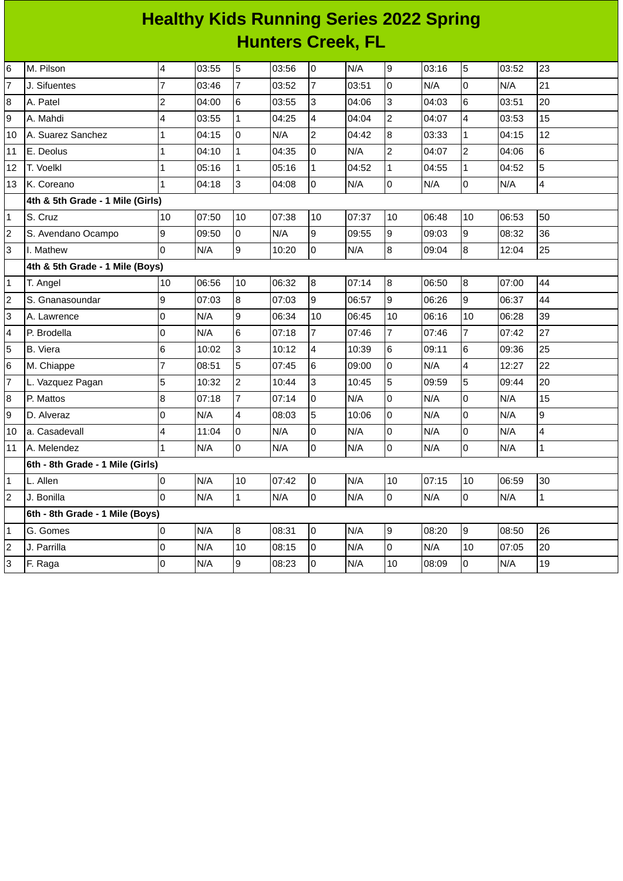# Healthy Kids Running Series 2022 Spring
## Hunters Creek, FL

| | | | | | | | | | | | | |
|---|---|---|---|---|---|---|---|---|---|---|---|---|
| 6 | M. Pilson | 4 | 03:55 | 5 | 03:56 | 0 | N/A | 9 | 03:16 | 5 | 03:52 | 23 |
| 7 | J. Sifuentes | 7 | 03:46 | 7 | 03:52 | 7 | 03:51 | 0 | N/A | 0 | N/A | 21 |
| 8 | A. Patel | 2 | 04:00 | 6 | 03:55 | 3 | 04:06 | 3 | 04:03 | 6 | 03:51 | 20 |
| 9 | A. Mahdi | 4 | 03:55 | 1 | 04:25 | 4 | 04:04 | 2 | 04:07 | 4 | 03:53 | 15 |
| 10 | A. Suarez Sanchez | 1 | 04:15 | 0 | N/A | 2 | 04:42 | 8 | 03:33 | 1 | 04:15 | 12 |
| 11 | E. Deolus | 1 | 04:10 | 1 | 04:35 | 0 | N/A | 2 | 04:07 | 2 | 04:06 | 6 |
| 12 | T. Voelkl | 1 | 05:16 | 1 | 05:16 | 1 | 04:52 | 1 | 04:55 | 1 | 04:52 | 5 |
| 13 | K. Coreano | 1 | 04:18 | 3 | 04:08 | 0 | N/A | 0 | N/A | 0 | N/A | 4 |
| | **4th & 5th Grade - 1 Mile (Girls)** | | | | | | | | | | | |
| 1 | S. Cruz | 10 | 07:50 | 10 | 07:38 | 10 | 07:37 | 10 | 06:48 | 10 | 06:53 | 50 |
| 2 | S. Avendano Ocampo | 9 | 09:50 | 0 | N/A | 9 | 09:55 | 9 | 09:03 | 9 | 08:32 | 36 |
| 3 | I. Mathew | 0 | N/A | 9 | 10:20 | 0 | N/A | 8 | 09:04 | 8 | 12:04 | 25 |
| | **4th & 5th Grade - 1 Mile (Boys)** | | | | | | | | | | | |
| 1 | T. Angel | 10 | 06:56 | 10 | 06:32 | 8 | 07:14 | 8 | 06:50 | 8 | 07:00 | 44 |
| 2 | S. Gnanasoundar | 9 | 07:03 | 8 | 07:03 | 9 | 06:57 | 9 | 06:26 | 9 | 06:37 | 44 |
| 3 | A. Lawrence | 0 | N/A | 9 | 06:34 | 10 | 06:45 | 10 | 06:16 | 10 | 06:28 | 39 |
| 4 | P. Brodella | 0 | N/A | 6 | 07:18 | 7 | 07:46 | 7 | 07:46 | 7 | 07:42 | 27 |
| 5 | B. Viera | 6 | 10:02 | 3 | 10:12 | 4 | 10:39 | 6 | 09:11 | 6 | 09:36 | 25 |
| 6 | M. Chiappe | 7 | 08:51 | 5 | 07:45 | 6 | 09:00 | 0 | N/A | 4 | 12:27 | 22 |
| 7 | L. Vazquez Pagan | 5 | 10:32 | 2 | 10:44 | 3 | 10:45 | 5 | 09:59 | 5 | 09:44 | 20 |
| 8 | P. Mattos | 8 | 07:18 | 7 | 07:14 | 0 | N/A | 0 | N/A | 0 | N/A | 15 |
| 9 | D. Alveraz | 0 | N/A | 4 | 08:03 | 5 | 10:06 | 0 | N/A | 0 | N/A | 9 |
| 10 | a. Casadevall | 4 | 11:04 | 0 | N/A | 0 | N/A | 0 | N/A | 0 | N/A | 4 |
| 11 | A. Melendez | 1 | N/A | 0 | N/A | 0 | N/A | 0 | N/A | 0 | N/A | 1 |
| | **6th - 8th Grade - 1 Mile (Girls)** | | | | | | | | | | | |
| 1 | L. Allen | 0 | N/A | 10 | 07:42 | 0 | N/A | 10 | 07:15 | 10 | 06:59 | 30 |
| 2 | J. Bonilla | 0 | N/A | 1 | N/A | 0 | N/A | 0 | N/A | 0 | N/A | 1 |
| | **6th - 8th Grade - 1 Mile (Boys)** | | | | | | | | | | | |
| 1 | G. Gomes | 0 | N/A | 8 | 08:31 | 0 | N/A | 9 | 08:20 | 9 | 08:50 | 26 |
| 2 | J. Parrilla | 0 | N/A | 10 | 08:15 | 0 | N/A | 0 | N/A | 10 | 07:05 | 20 |
| 3 | F. Raga | 0 | N/A | 9 | 08:23 | 0 | N/A | 10 | 08:09 | 0 | N/A | 19 |